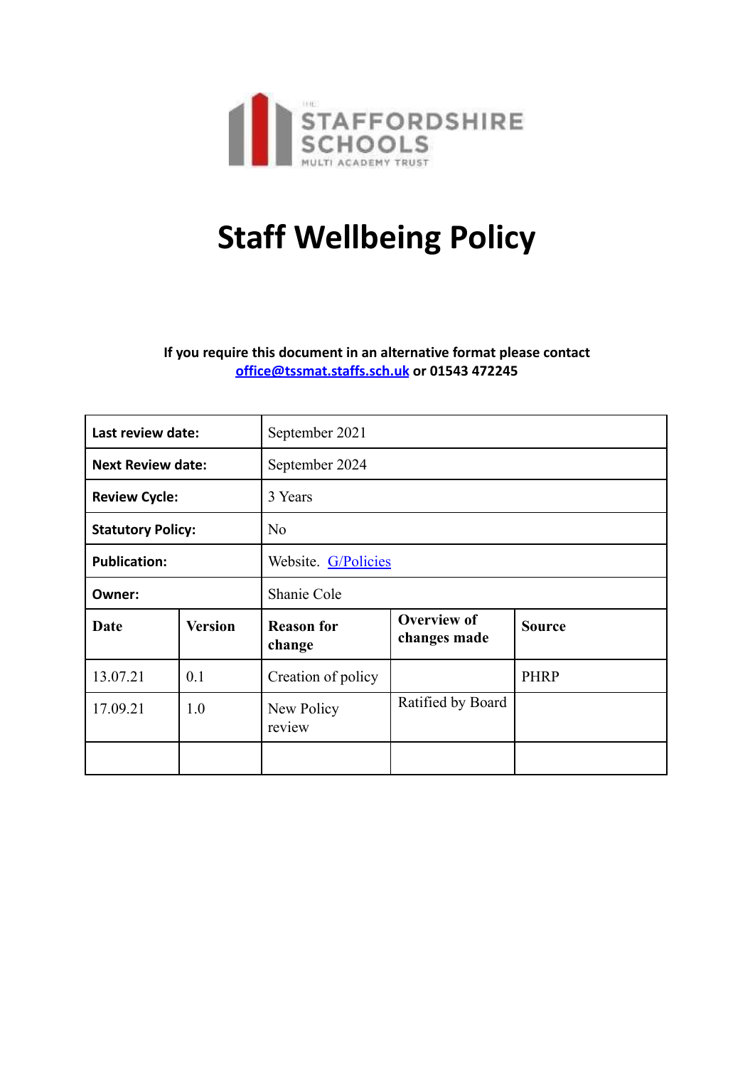THE STAFFORDSHIRE SCHOOLS MULTI ACADEMY TRUST

# Staff Wellbeing Policy

**If you require this document in an alternative format please contact [office@tssmat.staffs.sch.uk](mailto:office@tssmat.staffs.sch.uk) or 01543 472245**

| **Last review date:** | | September 2021 | | |
|---|---|---|---|---|
| **Next Review date:** | | September 2024 | | |
| **Review Cycle:** | | 3 Years | | |
| **Statutory Policy:** | | No | | |
| **Publication:** | | Website. G/Policies | | |
| **Owner:** | | Shanie Cole | | |
| **Date** | **Version** | **Reason for change** | **Overview of changes made** | **Source** |
| 13.07.21 | 0.1 | Creation of policy | | PHRP |
| 17.09.21 | 1.0 | New Policy review | Ratified by Board | |
| | | | | |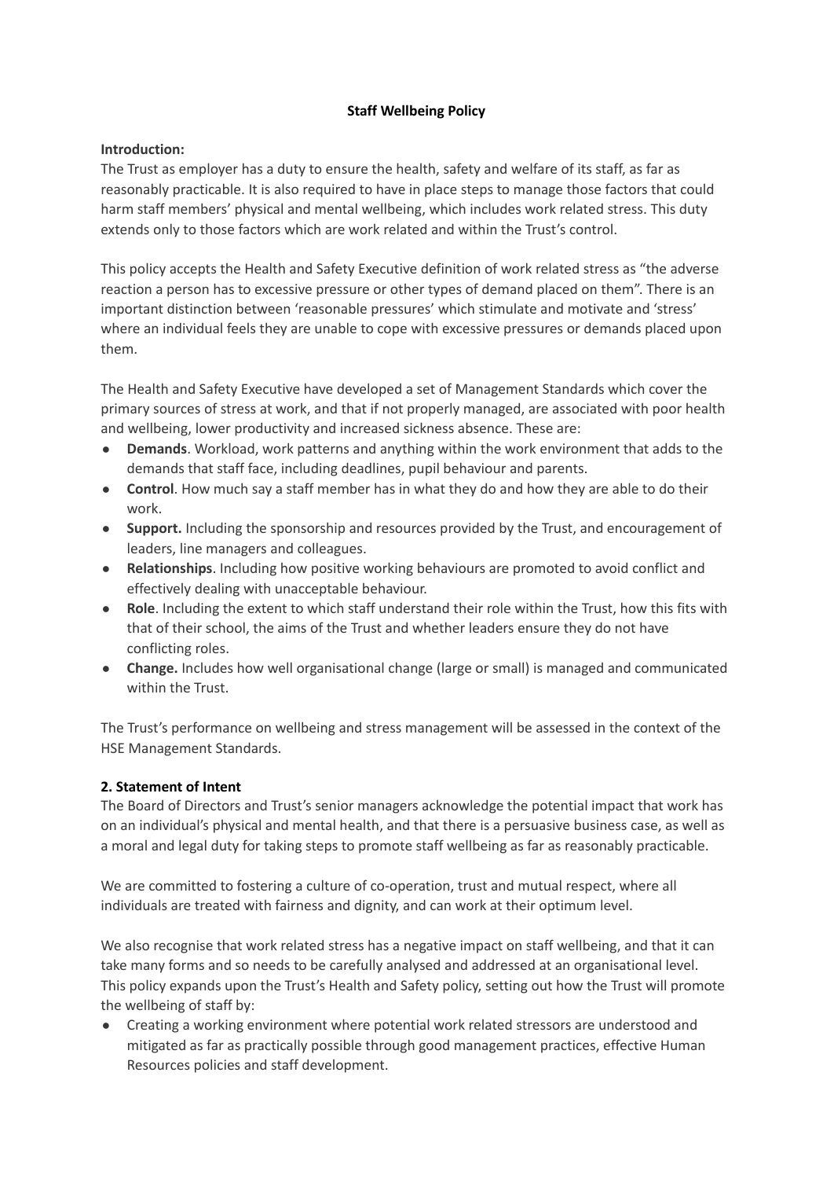**Staff Wellbeing Policy**

**Introduction:**

The Trust as employer has a duty to ensure the health, safety and welfare of its staff, as far as reasonably practicable. It is also required to have in place steps to manage those factors that could harm staff members' physical and mental wellbeing, which includes work related stress. This duty extends only to those factors which are work related and within the Trust's control.

This policy accepts the Health and Safety Executive definition of work related stress as "the adverse reaction a person has to excessive pressure or other types of demand placed on them". There is an important distinction between 'reasonable pressures' which stimulate and motivate and 'stress' where an individual feels they are unable to cope with excessive pressures or demands placed upon them.

The Health and Safety Executive have developed a set of Management Standards which cover the primary sources of stress at work, and that if not properly managed, are associated with poor health and wellbeing, lower productivity and increased sickness absence. These are:

- **Demands**. Workload, work patterns and anything within the work environment that adds to the demands that staff face, including deadlines, pupil behaviour and parents.
- **Control**. How much say a staff member has in what they do and how they are able to do their work.
- **Support.** Including the sponsorship and resources provided by the Trust, and encouragement of leaders, line managers and colleagues.
- **Relationships**. Including how positive working behaviours are promoted to avoid conflict and effectively dealing with unacceptable behaviour.
- **Role**. Including the extent to which staff understand their role within the Trust, how this fits with that of their school, the aims of the Trust and whether leaders ensure they do not have conflicting roles.
- **Change.** Includes how well organisational change (large or small) is managed and communicated within the Trust.

The Trust's performance on wellbeing and stress management will be assessed in the context of the HSE Management Standards.

**2. Statement of Intent**

The Board of Directors and Trust's senior managers acknowledge the potential impact that work has on an individual's physical and mental health, and that there is a persuasive business case, as well as a moral and legal duty for taking steps to promote staff wellbeing as far as reasonably practicable.

We are committed to fostering a culture of co-operation, trust and mutual respect, where all individuals are treated with fairness and dignity, and can work at their optimum level.

We also recognise that work related stress has a negative impact on staff wellbeing, and that it can take many forms and so needs to be carefully analysed and addressed at an organisational level. This policy expands upon the Trust's Health and Safety policy, setting out how the Trust will promote the wellbeing of staff by:

- Creating a working environment where potential work related stressors are understood and mitigated as far as practically possible through good management practices, effective Human Resources policies and staff development.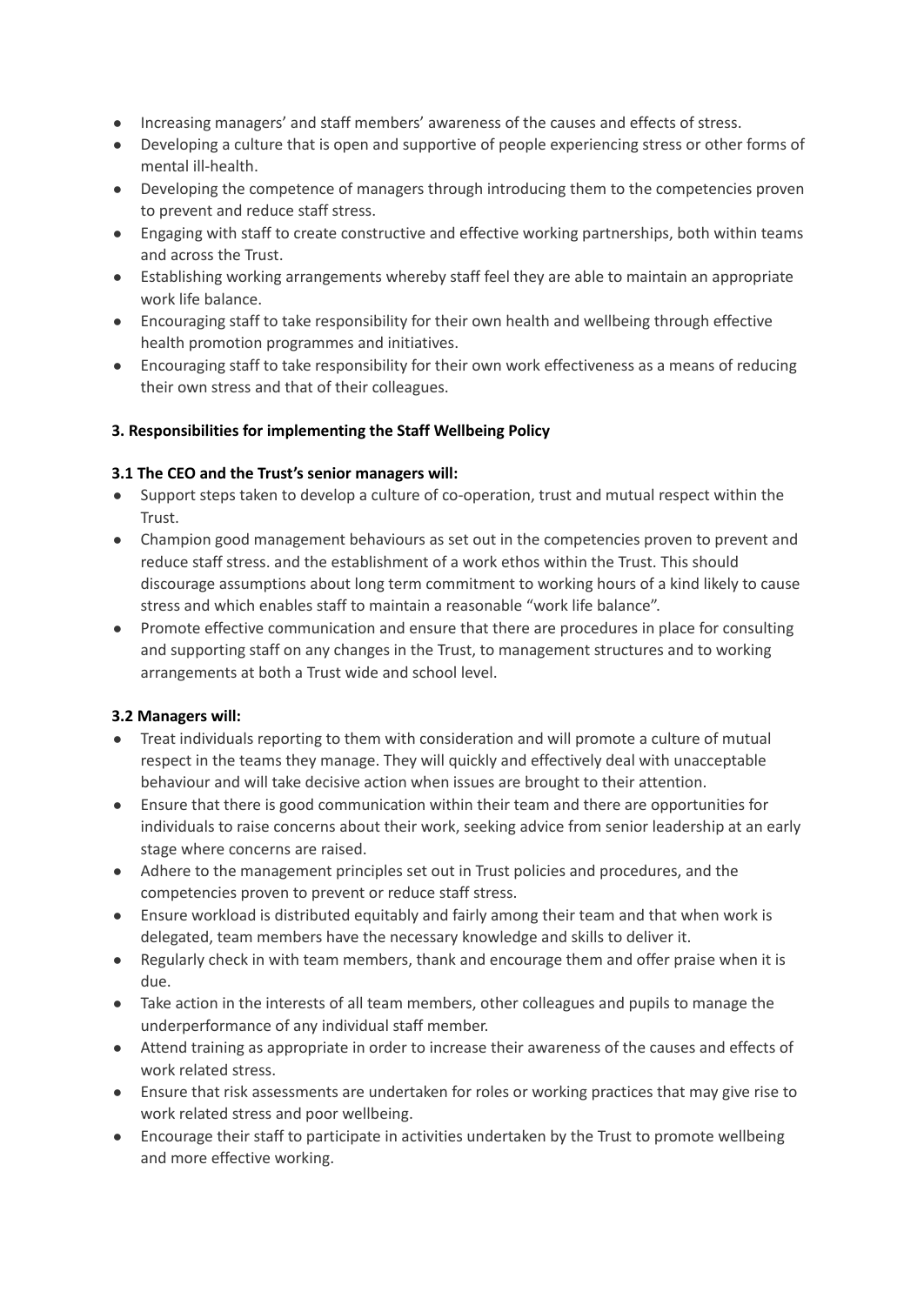- Increasing managers' and staff members' awareness of the causes and effects of stress.
- Developing a culture that is open and supportive of people experiencing stress or other forms of mental ill-health.
- Developing the competence of managers through introducing them to the competencies proven to prevent and reduce staff stress.
- Engaging with staff to create constructive and effective working partnerships, both within teams and across the Trust.
- Establishing working arrangements whereby staff feel they are able to maintain an appropriate work life balance.
- Encouraging staff to take responsibility for their own health and wellbeing through effective health promotion programmes and initiatives.
- Encouraging staff to take responsibility for their own work effectiveness as a means of reducing their own stress and that of their colleagues.

### 3. Responsibilities for implementing the Staff Wellbeing Policy

#### 3.1 The CEO and the Trust's senior managers will:

- Support steps taken to develop a culture of co-operation, trust and mutual respect within the Trust.
- Champion good management behaviours as set out in the competencies proven to prevent and reduce staff stress. and the establishment of a work ethos within the Trust. This should discourage assumptions about long term commitment to working hours of a kind likely to cause stress and which enables staff to maintain a reasonable "work life balance".
- Promote effective communication and ensure that there are procedures in place for consulting and supporting staff on any changes in the Trust, to management structures and to working arrangements at both a Trust wide and school level.

#### 3.2 Managers will:

- Treat individuals reporting to them with consideration and will promote a culture of mutual respect in the teams they manage. They will quickly and effectively deal with unacceptable behaviour and will take decisive action when issues are brought to their attention.
- Ensure that there is good communication within their team and there are opportunities for individuals to raise concerns about their work, seeking advice from senior leadership at an early stage where concerns are raised.
- Adhere to the management principles set out in Trust policies and procedures, and the competencies proven to prevent or reduce staff stress.
- Ensure workload is distributed equitably and fairly among their team and that when work is delegated, team members have the necessary knowledge and skills to deliver it.
- Regularly check in with team members, thank and encourage them and offer praise when it is due.
- Take action in the interests of all team members, other colleagues and pupils to manage the underperformance of any individual staff member.
- Attend training as appropriate in order to increase their awareness of the causes and effects of work related stress.
- Ensure that risk assessments are undertaken for roles or working practices that may give rise to work related stress and poor wellbeing.
- Encourage their staff to participate in activities undertaken by the Trust to promote wellbeing and more effective working.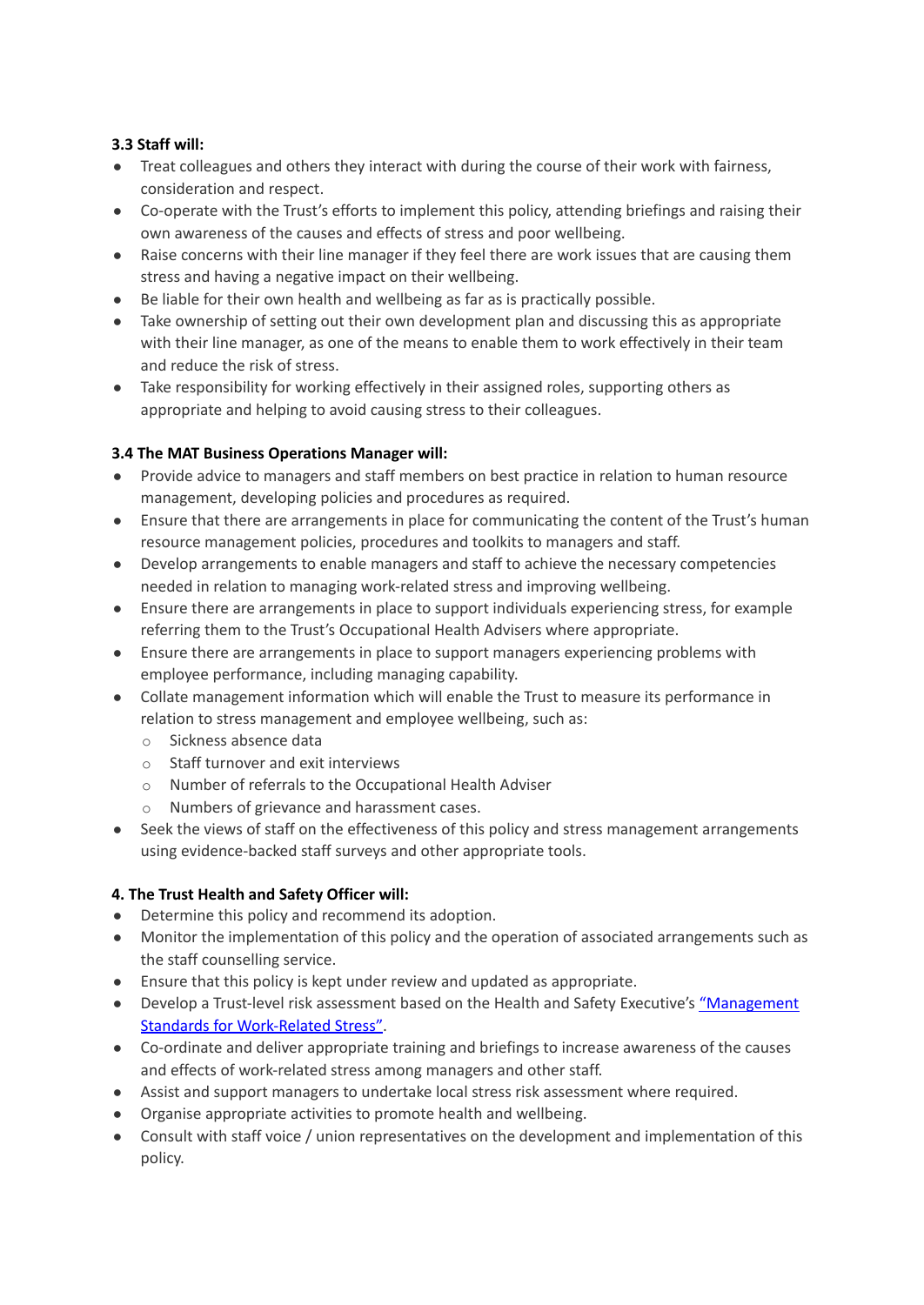**3.3 Staff will:**

- Treat colleagues and others they interact with during the course of their work with fairness, consideration and respect.
- Co-operate with the Trust's efforts to implement this policy, attending briefings and raising their own awareness of the causes and effects of stress and poor wellbeing.
- Raise concerns with their line manager if they feel there are work issues that are causing them stress and having a negative impact on their wellbeing.
- Be liable for their own health and wellbeing as far as is practically possible.
- Take ownership of setting out their own development plan and discussing this as appropriate with their line manager, as one of the means to enable them to work effectively in their team and reduce the risk of stress.
- Take responsibility for working effectively in their assigned roles, supporting others as appropriate and helping to avoid causing stress to their colleagues.

**3.4 The MAT Business Operations Manager will:**

- Provide advice to managers and staff members on best practice in relation to human resource management, developing policies and procedures as required.
- Ensure that there are arrangements in place for communicating the content of the Trust's human resource management policies, procedures and toolkits to managers and staff.
- Develop arrangements to enable managers and staff to achieve the necessary competencies needed in relation to managing work-related stress and improving wellbeing.
- Ensure there are arrangements in place to support individuals experiencing stress, for example referring them to the Trust's Occupational Health Advisers where appropriate.
- Ensure there are arrangements in place to support managers experiencing problems with employee performance, including managing capability.
- Collate management information which will enable the Trust to measure its performance in relation to stress management and employee wellbeing, such as:
  - Sickness absence data
  - Staff turnover and exit interviews
  - Number of referrals to the Occupational Health Adviser
  - Numbers of grievance and harassment cases.
- Seek the views of staff on the effectiveness of this policy and stress management arrangements using evidence-backed staff surveys and other appropriate tools.

**4. The Trust Health and Safety Officer will:**

- Determine this policy and recommend its adoption.
- Monitor the implementation of this policy and the operation of associated arrangements such as the staff counselling service.
- Ensure that this policy is kept under review and updated as appropriate.
- Develop a Trust-level risk assessment based on the Health and Safety Executive's "Management Standards for Work-Related Stress".
- Co-ordinate and deliver appropriate training and briefings to increase awareness of the causes and effects of work-related stress among managers and other staff.
- Assist and support managers to undertake local stress risk assessment where required.
- Organise appropriate activities to promote health and wellbeing.
- Consult with staff voice / union representatives on the development and implementation of this policy.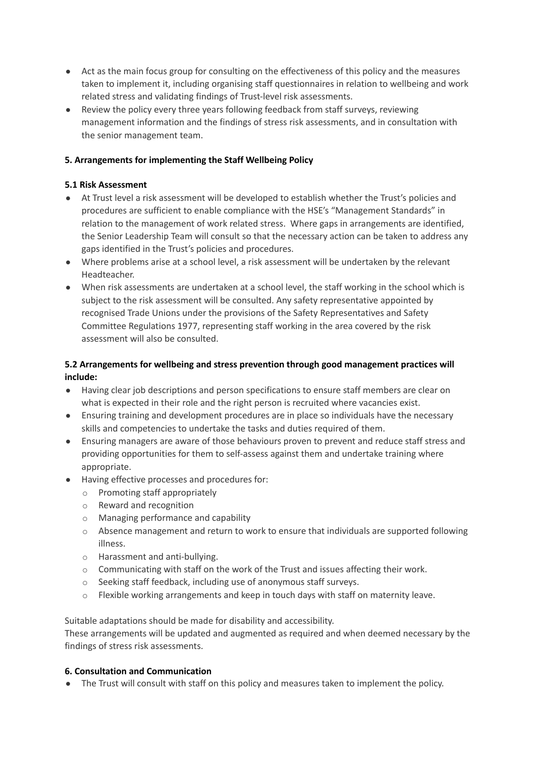- Act as the main focus group for consulting on the effectiveness of this policy and the measures taken to implement it, including organising staff questionnaires in relation to wellbeing and work related stress and validating findings of Trust-level risk assessments.
- Review the policy every three years following feedback from staff surveys, reviewing management information and the findings of stress risk assessments, and in consultation with the senior management team.

### 5. Arrangements for implementing the Staff Wellbeing Policy

#### 5.1 Risk Assessment

- At Trust level a risk assessment will be developed to establish whether the Trust's policies and procedures are sufficient to enable compliance with the HSE's "Management Standards" in relation to the management of work related stress. Where gaps in arrangements are identified, the Senior Leadership Team will consult so that the necessary action can be taken to address any gaps identified in the Trust's policies and procedures.
- Where problems arise at a school level, a risk assessment will be undertaken by the relevant Headteacher.
- When risk assessments are undertaken at a school level, the staff working in the school which is subject to the risk assessment will be consulted. Any safety representative appointed by recognised Trade Unions under the provisions of the Safety Representatives and Safety Committee Regulations 1977, representing staff working in the area covered by the risk assessment will also be consulted.

#### 5.2 Arrangements for wellbeing and stress prevention through good management practices will include:

- Having clear job descriptions and person specifications to ensure staff members are clear on what is expected in their role and the right person is recruited where vacancies exist.
- Ensuring training and development procedures are in place so individuals have the necessary skills and competencies to undertake the tasks and duties required of them.
- Ensuring managers are aware of those behaviours proven to prevent and reduce staff stress and providing opportunities for them to self-assess against them and undertake training where appropriate.
- Having effective processes and procedures for:
  - Promoting staff appropriately
  - Reward and recognition
  - Managing performance and capability
  - Absence management and return to work to ensure that individuals are supported following illness.
  - Harassment and anti-bullying.
  - Communicating with staff on the work of the Trust and issues affecting their work.
  - Seeking staff feedback, including use of anonymous staff surveys.
  - Flexible working arrangements and keep in touch days with staff on maternity leave.

Suitable adaptations should be made for disability and accessibility.
These arrangements will be updated and augmented as required and when deemed necessary by the findings of stress risk assessments.

### 6. Consultation and Communication

- The Trust will consult with staff on this policy and measures taken to implement the policy.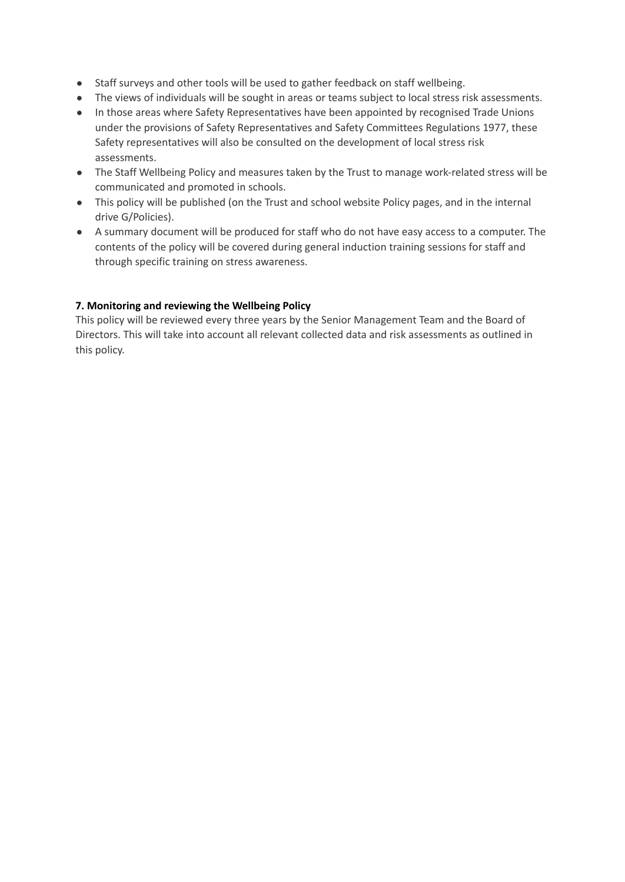- Staff surveys and other tools will be used to gather feedback on staff wellbeing.
- The views of individuals will be sought in areas or teams subject to local stress risk assessments.
- In those areas where Safety Representatives have been appointed by recognised Trade Unions under the provisions of Safety Representatives and Safety Committees Regulations 1977, these Safety representatives will also be consulted on the development of local stress risk assessments.
- The Staff Wellbeing Policy and measures taken by the Trust to manage work-related stress will be communicated and promoted in schools.
- This policy will be published (on the Trust and school website Policy pages, and in the internal drive G/Policies).
- A summary document will be produced for staff who do not have easy access to a computer. The contents of the policy will be covered during general induction training sessions for staff and through specific training on stress awareness.

**7. Monitoring and reviewing the Wellbeing Policy**

This policy will be reviewed every three years by the Senior Management Team and the Board of Directors. This will take into account all relevant collected data and risk assessments as outlined in this policy.